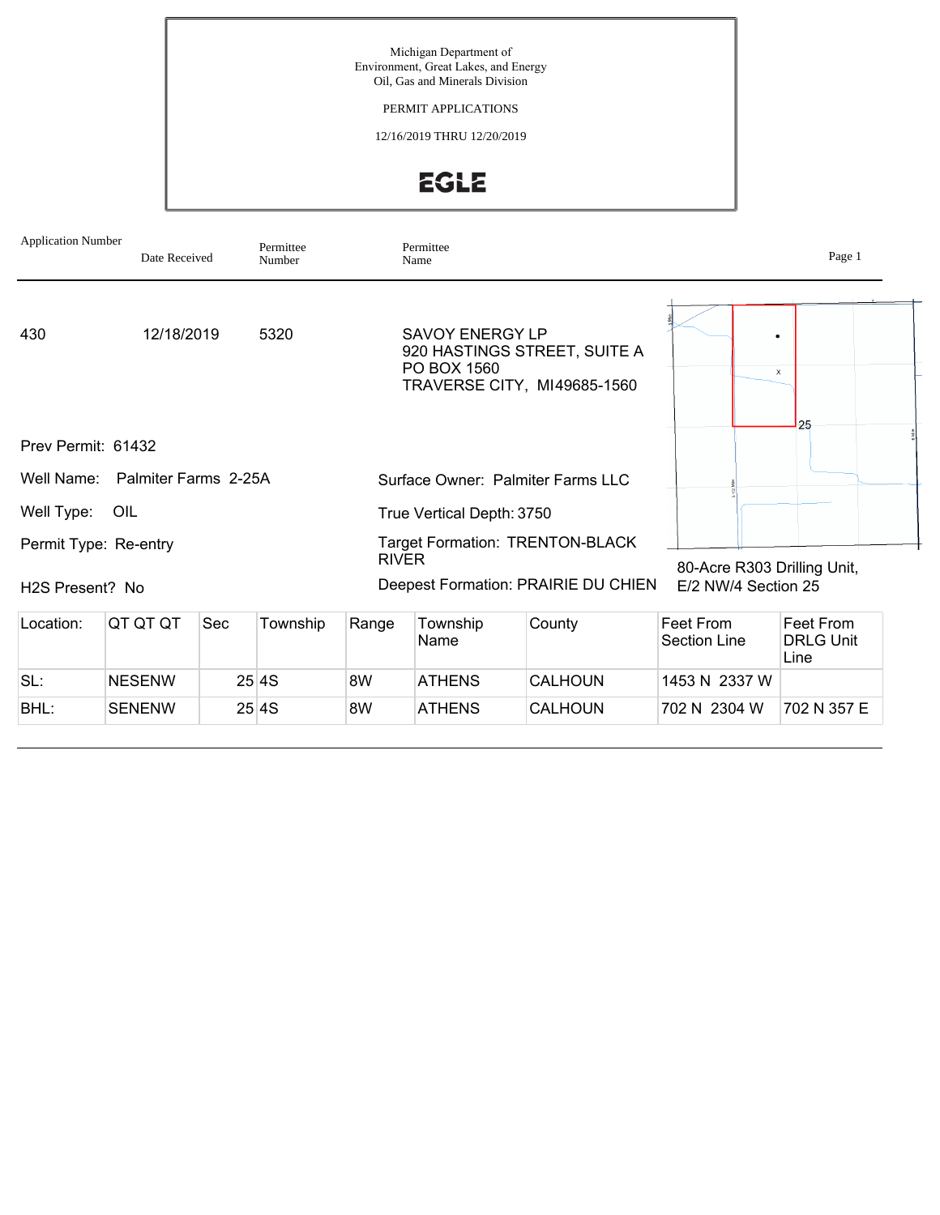Michigan Department of
Environment, Great Lakes, and Energy
Oil, Gas and Minerals Division

PERMIT APPLICATIONS

12/16/2019 THRU 12/20/2019

EGLE

| Application Number | Date Received | Permittee Number | Permittee Name |
|---|---|---|---|
| 430 | 12/18/2019 | 5320 | SAVOY ENERGY LP<br>920 HASTINGS STREET, SUITE A<br>PO BOX 1560<br>TRAVERSE CITY, MI49685-1560 |

Prev Permit: 61432

Well Name: Palmiter Farms 2-25A

Well Type: OIL

Permit Type: Re-entry

H2S Present? No

Surface Owner: Palmiter Farms LLC

True Vertical Depth: 3750

Target Formation: TRENTON-BLACK RIVER

Deepest Formation: PRAIRIE DU CHIEN

80-Acre R303 Drilling Unit, E/2 NW/4 Section 25

| Location: | QT QT QT | Sec | Township | Range | Township Name | County | Feet From Section Line | Feet From DRLG Unit Line |
|---|---|---|---|---|---|---|---|---|
| SL: | NESENW | 25 | 4S | 8W | ATHENS | CALHOUN | 1453 N 2337 W | |
| BHL: | SENENW | 25 | 4S | 8W | ATHENS | CALHOUN | 702 N 2304 W | 702 N 357 E |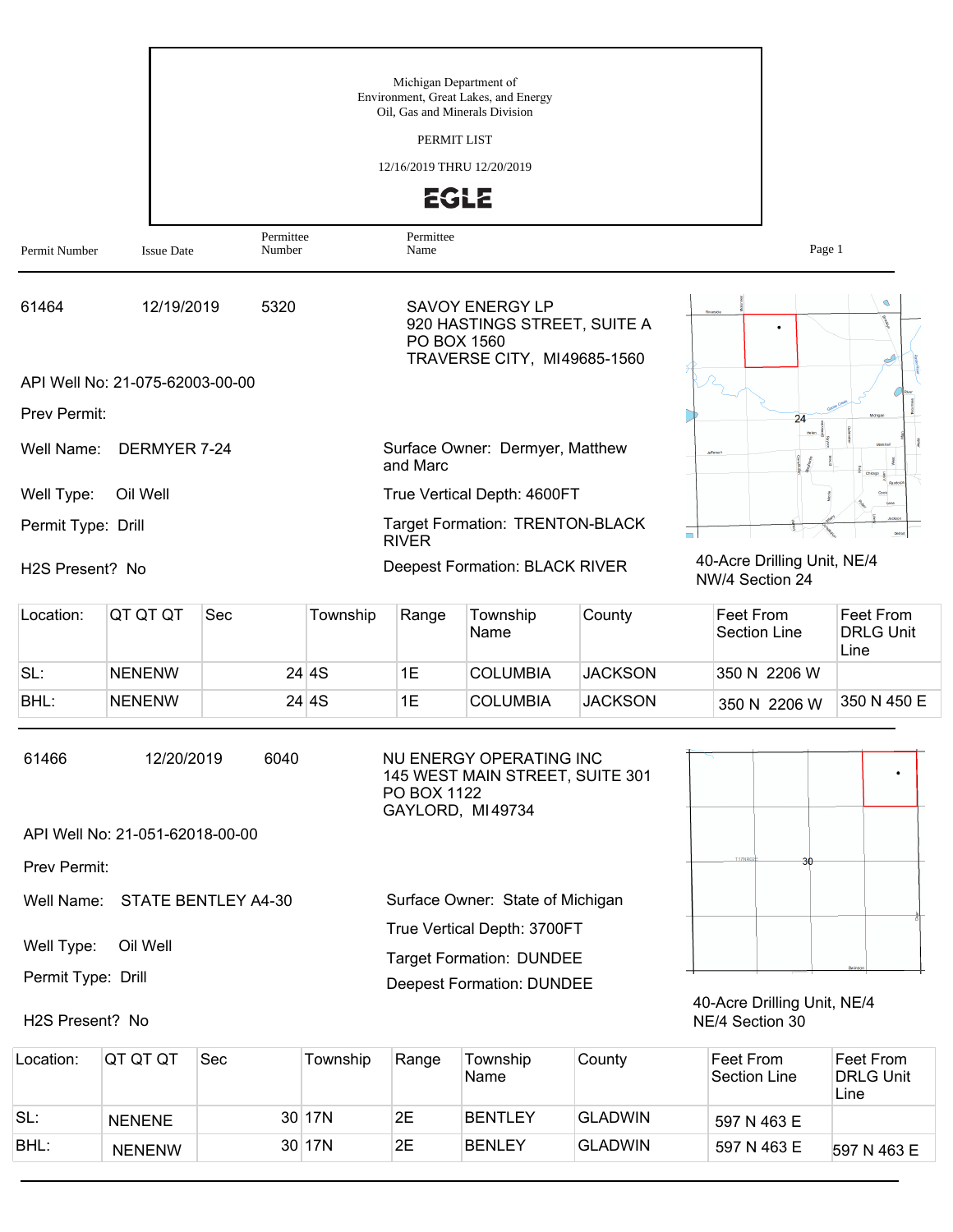Michigan Department of
Environment, Great Lakes, and Energy
Oil, Gas and Minerals Division

PERMIT LIST

12/16/2019 THRU 12/20/2019

EGLE

| Permit Number | Issue Date | Permittee Number | Permittee Name |
|---|---|---|---|

---

| | | | |
|---|---|---|---|
| 61464 | 12/19/2019 | 5320 | SAVOY ENERGY LP<br>920 HASTINGS STREET, SUITE A<br>PO BOX 1560<br>TRAVERSE CITY, MI49685-1560 |

API Well No: 21-075-62003-00-00

Prev Permit:

Well Name: DERMYER 7-24

Well Type: Oil Well

Permit Type: Drill

H2S Present? No

Surface Owner: Dermyer, Matthew and Marc

True Vertical Depth: 4600FT

Target Formation: TRENTON-BLACK RIVER

Deepest Formation: BLACK RIVER

40-Acre Drilling Unit, NE/4 NW/4 Section 24

| Location: | QT QT QT | Sec | Township | Range | Township Name | County | Feet From Section Line | Feet From DRLG Unit Line |
|---|---|---|---|---|---|---|---|---|
| SL: | NENENW | 24 | 4S | 1E | COLUMBIA | JACKSON | 350 N 2206 W | |
| BHL: | NENENW | 24 | 4S | 1E | COLUMBIA | JACKSON | 350 N 2206 W | 350 N 450 E |

---

| | | | |
|---|---|---|---|
| 61466 | 12/20/2019 | 6040 | NU ENERGY OPERATING INC<br>145 WEST MAIN STREET, SUITE 301<br>PO BOX 1122<br>GAYLORD, MI 49734 |

API Well No: 21-051-62018-00-00

Prev Permit:

Well Name: STATE BENTLEY A4-30

Well Type: Oil Well

Permit Type: Drill

H2S Present? No

Surface Owner: State of Michigan

True Vertical Depth: 3700FT

Target Formation: DUNDEE

Deepest Formation: DUNDEE

40-Acre Drilling Unit, NE/4 NE/4 Section 30

| Location: | QT QT QT | Sec | Township | Range | Township Name | County | Feet From Section Line | Feet From DRLG Unit Line |
|---|---|---|---|---|---|---|---|---|
| SL: | NENENE | 30 | 17N | 2E | BENTLEY | GLADWIN | 597 N 463 E | |
| BHL: | NENENW | 30 | 17N | 2E | BENLEY | GLADWIN | 597 N 463 E | 597 N 463 E |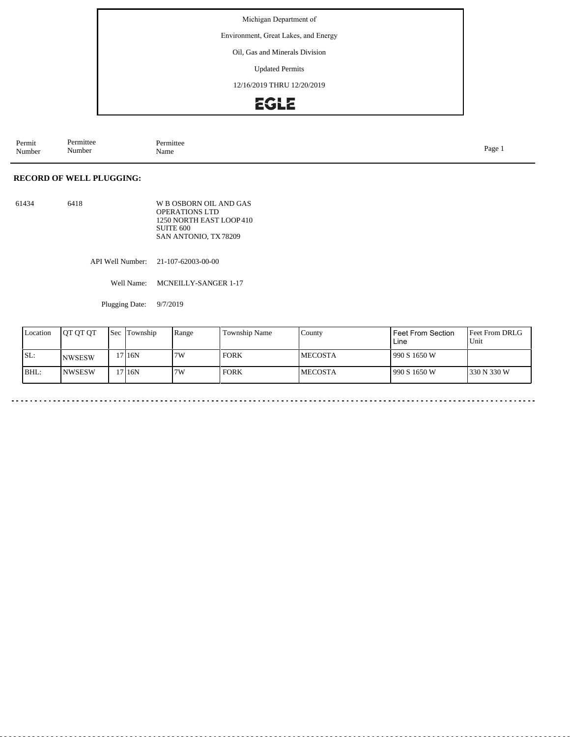Michigan Department of

Environment, Great Lakes, and Energy

Oil, Gas and Minerals Division

Updated Permits

12/16/2019 THRU 12/20/2019

EGLE

| Permit Number | Permittee Number | Permittee Name |
|---|---|---|

**RECORD OF WELL PLUGGING:**

61434 &nbsp;&nbsp; 6418 &nbsp;&nbsp; W B OSBORN OIL AND GAS OPERATIONS LTD
1250 NORTH EAST LOOP 410
SUITE 600
SAN ANTONIO, TX 78209

API Well Number: 21-107-62003-00-00

Well Name: MCNEILLY-SANGER 1-17

Plugging Date: 9/7/2019

| Location | QT QT QT | Sec | Township | Range | Township Name | County | Feet From Section Line | Feet From DRLG Unit |
|---|---|---|---|---|---|---|---|---|
| SL: | NWSESW | 17 | 16N | 7W | FORK | MECOSTA | 990 S 1650 W | |
| BHL: | NWSESW | 17 | 16N | 7W | FORK | MECOSTA | 990 S 1650 W | 330 N 330 W |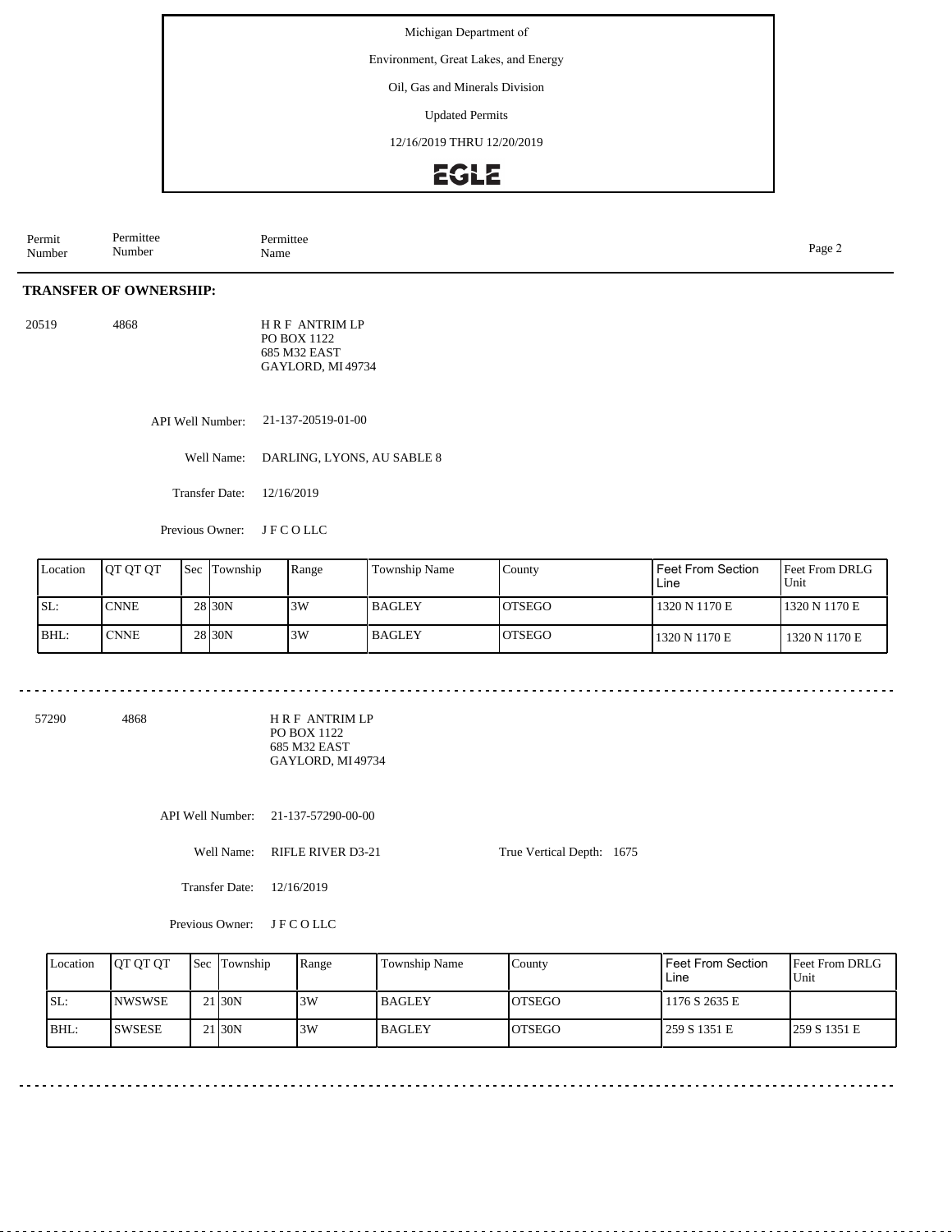Michigan Department of

Environment, Great Lakes, and Energy

Oil, Gas and Minerals Division

Updated Permits

12/16/2019 THRU 12/20/2019

| Permit Number | Permittee Number | Permittee Name |
|---|---|---|

**TRANSFER OF OWNERSHIP:**

20519 4868 H R F ANTRIM LP
PO BOX 1122
685 M32 EAST
GAYLORD, MI 49734

API Well Number: 21-137-20519-01-00

Well Name: DARLING, LYONS, AU SABLE 8

Transfer Date: 12/16/2019

Previous Owner: J F C O LLC

| Location | QT QT QT | Sec | Township | Range | Township Name | County | Feet From Section Line | Feet From DRLG Unit |
|---|---|---|---|---|---|---|---|---|
| SL: | CNNE | 28 | 30N | 3W | BAGLEY | OTSEGO | 1320 N 1170 E | 1320 N 1170 E |
| BHL: | CNNE | 28 | 30N | 3W | BAGLEY | OTSEGO | 1320 N 1170 E | 1320 N 1170 E |

---

57290 4868 H R F ANTRIM LP
PO BOX 1122
685 M32 EAST
GAYLORD, MI 49734

API Well Number: 21-137-57290-00-00

Well Name: RIFLE RIVER D3-21 True Vertical Depth: 1675

Transfer Date: 12/16/2019

Previous Owner: J F C O LLC

| Location | QT QT QT | Sec | Township | Range | Township Name | County | Feet From Section Line | Feet From DRLG Unit |
|---|---|---|---|---|---|---|---|---|
| SL: | NWSWSE | 21 | 30N | 3W | BAGLEY | OTSEGO | 1176 S 2635 E | |
| BHL: | SWSESE | 21 | 30N | 3W | BAGLEY | OTSEGO | 259 S 1351 E | 259 S 1351 E |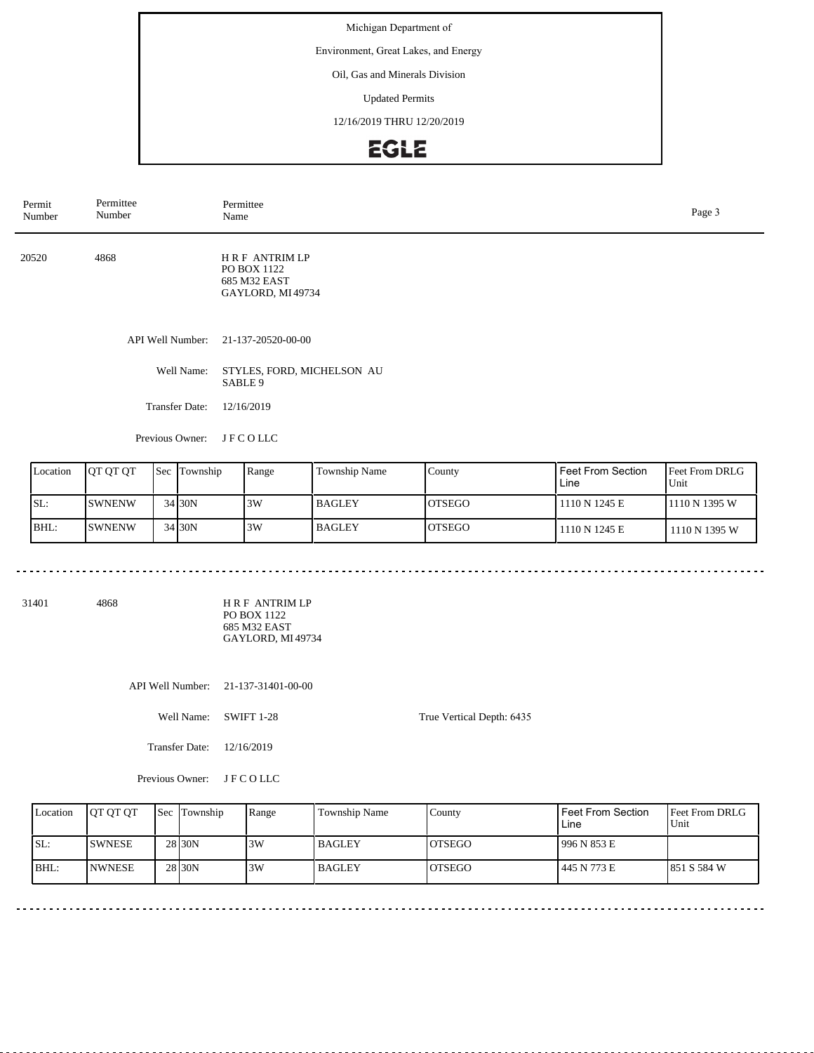Michigan Department of

Environment, Great Lakes, and Energy

Oil, Gas and Minerals Division

Updated Permits

12/16/2019 THRU 12/20/2019

EGLE

| Permit Number | Permittee Number | Permittee Name |
|---|---|---|

20520 4868

H R F ANTRIM LP
PO BOX 1122
685 M32 EAST
GAYLORD, MI 49734

API Well Number: 21-137-20520-00-00

Well Name: STYLES, FORD, MICHELSON AU SABLE 9

Transfer Date: 12/16/2019

Previous Owner: J F C O LLC

| Location | QT QT QT | Sec | Township | Range | Township Name | County | Feet From Section Line | Feet From DRLG Unit |
|---|---|---|---|---|---|---|---|---|
| SL: | SWNENW | 34 | 30N | 3W | BAGLEY | OTSEGO | 1110 N 1245 E | 1110 N 1395 W |
| BHL: | SWNENW | 34 | 30N | 3W | BAGLEY | OTSEGO | 1110 N 1245 E | 1110 N 1395 W |

---

31401 4868

H R F ANTRIM LP
PO BOX 1122
685 M32 EAST
GAYLORD, MI 49734

API Well Number: 21-137-31401-00-00

Well Name: SWIFT 1-28

True Vertical Depth: 6435

Transfer Date: 12/16/2019

Previous Owner: J F C O LLC

| Location | QT QT QT | Sec | Township | Range | Township Name | County | Feet From Section Line | Feet From DRLG Unit |
|---|---|---|---|---|---|---|---|---|
| SL: | SWNESE | 28 | 30N | 3W | BAGLEY | OTSEGO | 996 N 853 E | |
| BHL: | NWNESE | 28 | 30N | 3W | BAGLEY | OTSEGO | 445 N 773 E | 851 S 584 W |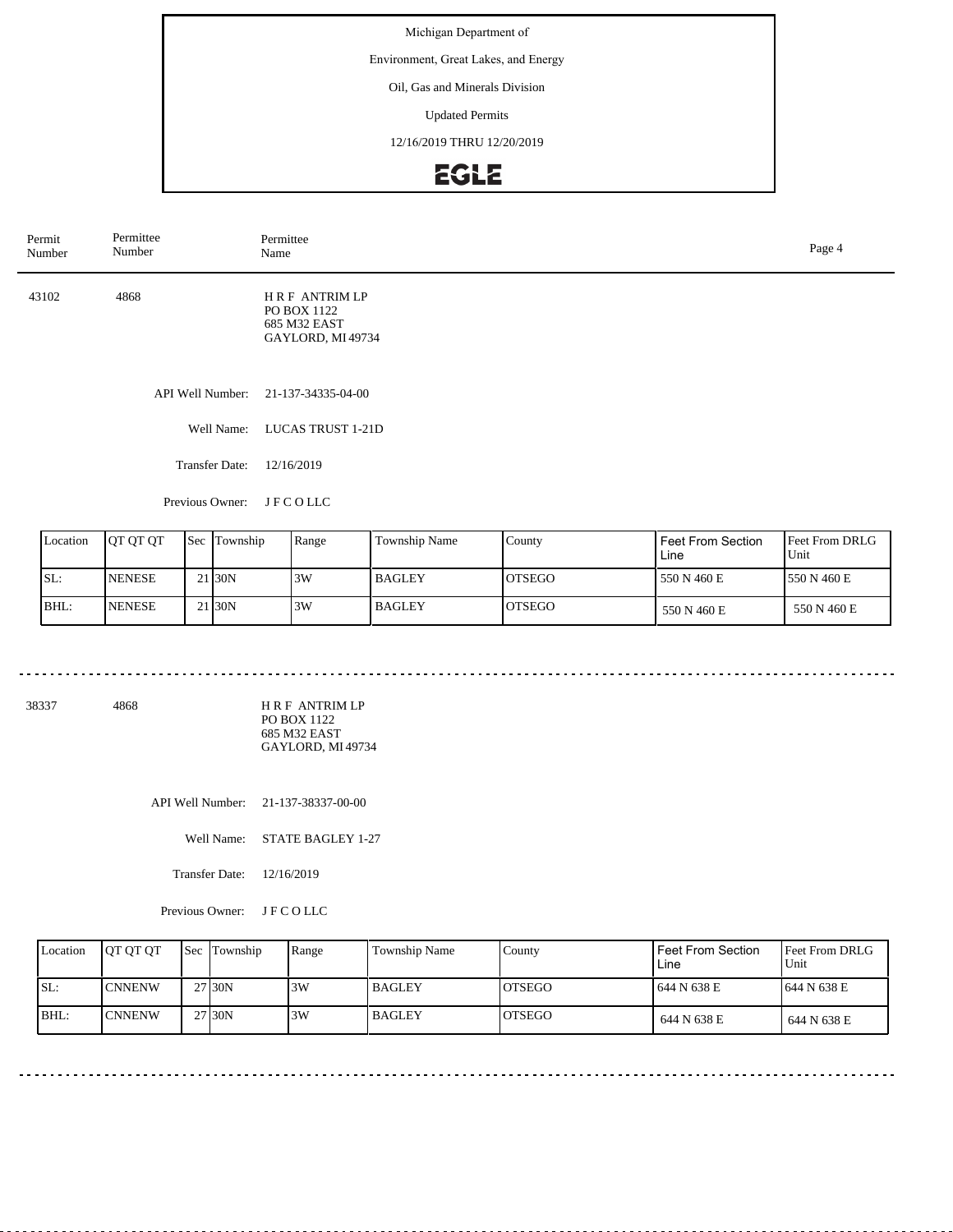Michigan Department of

Environment, Great Lakes, and Energy

Oil, Gas and Minerals Division

Updated Permits

12/16/2019 THRU 12/20/2019

EGLE

| Permit Number | Permittee Number | Permittee Name |
|---|---|---|

43102 4868 H R F ANTRIM LP
PO BOX 1122
685 M32 EAST
GAYLORD, MI 49734

API Well Number: 21-137-34335-04-00

Well Name: LUCAS TRUST 1-21D

Transfer Date: 12/16/2019

Previous Owner: J F C O LLC

| Location | QT QT QT | Sec | Township | Range | Township Name | County | Feet From Section Line | Feet From DRLG Unit |
|---|---|---|---|---|---|---|---|---|
| SL: | NENESE | 21 | 30N | 3W | BAGLEY | OTSEGO | 550 N 460 E | 550 N 460 E |
| BHL: | NENESE | 21 | 30N | 3W | BAGLEY | OTSEGO | 550 N 460 E | 550 N 460 E |

---

38337 4868 H R F ANTRIM LP
PO BOX 1122
685 M32 EAST
GAYLORD, MI 49734

API Well Number: 21-137-38337-00-00

Well Name: STATE BAGLEY 1-27

Transfer Date: 12/16/2019

Previous Owner: J F C O LLC

| Location | QT QT QT | Sec | Township | Range | Township Name | County | Feet From Section Line | Feet From DRLG Unit |
|---|---|---|---|---|---|---|---|---|
| SL: | CNNENW | 27 | 30N | 3W | BAGLEY | OTSEGO | 644 N 638 E | 644 N 638 E |
| BHL: | CNNENW | 27 | 30N | 3W | BAGLEY | OTSEGO | 644 N 638 E | 644 N 638 E |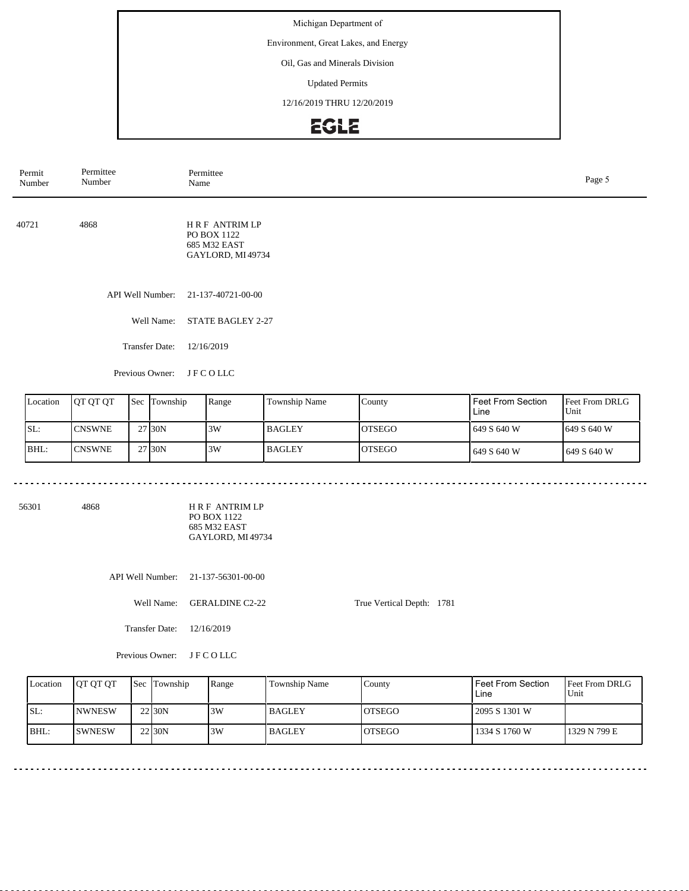Michigan Department of

Environment, Great Lakes, and Energy

Oil, Gas and Minerals Division

Updated Permits

12/16/2019 THRU 12/20/2019

EGLE

| Permit Number | Permittee Number | Permittee Name |
|---|---|---|

40721 4868

H R F ANTRIM LP
PO BOX 1122
685 M32 EAST
GAYLORD, MI 49734

API Well Number: 21-137-40721-00-00

Well Name: STATE BAGLEY 2-27

Transfer Date: 12/16/2019

Previous Owner: J F C O LLC

| Location | QT QT QT | Sec | Township | Range | Township Name | County | Feet From Section Line | Feet From DRLG Unit |
|---|---|---|---|---|---|---|---|---|
| SL: | CNSWNE | 27 | 30N | 3W | BAGLEY | OTSEGO | 649 S 640 W | 649 S 640 W |
| BHL: | CNSWNE | 27 | 30N | 3W | BAGLEY | OTSEGO | 649 S 640 W | 649 S 640 W |

---

56301 4868

H R F ANTRIM LP
PO BOX 1122
685 M32 EAST
GAYLORD, MI 49734

API Well Number: 21-137-56301-00-00

Well Name: GERALDINE C2-22

True Vertical Depth: 1781

Transfer Date: 12/16/2019

Previous Owner: J F C O LLC

| Location | QT QT QT | Sec | Township | Range | Township Name | County | Feet From Section Line | Feet From DRLG Unit |
|---|---|---|---|---|---|---|---|---|
| SL: | NWNESW | 22 | 30N | 3W | BAGLEY | OTSEGO | 2095 S 1301 W | |
| BHL: | SWNESW | 22 | 30N | 3W | BAGLEY | OTSEGO | 1334 S 1760 W | 1329 N 799 E |

---